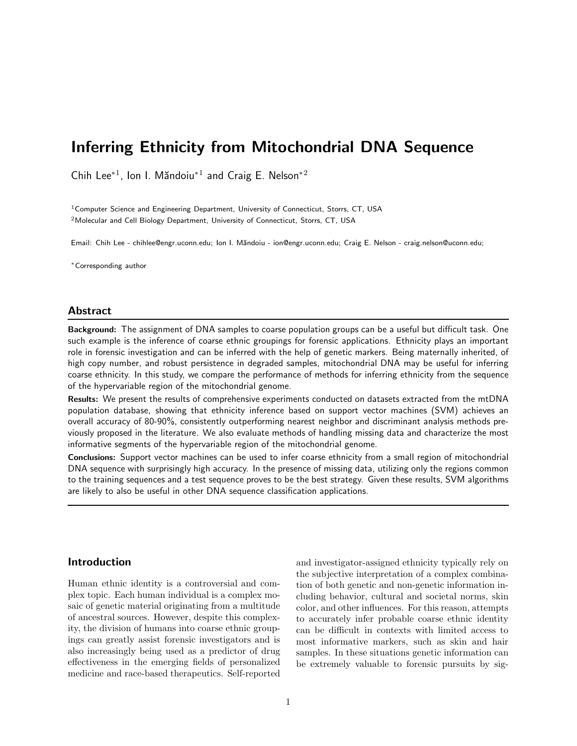# Inferring Ethnicity from Mitochondrial DNA Sequence

Chih Lee*[1], Ion I. Măndoiu*[1] and Craig E. Nelson*[2]

[1]Computer Science and Engineering Department, University of Connecticut, Storrs, CT, USA

[2]Molecular and Cell Biology Department, University of Connecticut, Storrs, CT, USA

Email: Chih Lee - chihlee@engr.uconn.edu; Ion I. Măndoiu - ion@engr.uconn.edu; Craig E. Nelson - craig.nelson@uconn.edu;

*Corresponding author

## Abstract

**Background:** The assignment of DNA samples to coarse population groups can be a useful but difficult task. One such example is the inference of coarse ethnic groupings for forensic applications. Ethnicity plays an important role in forensic investigation and can be inferred with the help of genetic markers. Being maternally inherited, of high copy number, and robust persistence in degraded samples, mitochondrial DNA may be useful for inferring coarse ethnicity. In this study, we compare the performance of methods for inferring ethnicity from the sequence of the hypervariable region of the mitochondrial genome.

**Results:** We present the results of comprehensive experiments conducted on datasets extracted from the mtDNA population database, showing that ethnicity inference based on support vector machines (SVM) achieves an overall accuracy of 80-90%, consistently outperforming nearest neighbor and discriminant analysis methods previously proposed in the literature. We also evaluate methods of handling missing data and characterize the most informative segments of the hypervariable region of the mitochondrial genome.

**Conclusions:** Support vector machines can be used to infer coarse ethnicity from a small region of mitochondrial DNA sequence with surprisingly high accuracy. In the presence of missing data, utilizing only the regions common to the training sequences and a test sequence proves to be the best strategy. Given these results, SVM algorithms are likely to also be useful in other DNA sequence classification applications.

## Introduction

Human ethnic identity is a controversial and complex topic. Each human individual is a complex mosaic of genetic material originating from a multitude of ancestral sources. However, despite this complexity, the division of humans into coarse ethnic groupings can greatly assist forensic investigators and is also increasingly being used as a predictor of drug effectiveness in the emerging fields of personalized medicine and race-based therapeutics. Self-reported and investigator-assigned ethnicity typically rely on the subjective interpretation of a complex combination of both genetic and non-genetic information including behavior, cultural and societal norms, skin color, and other influences. For this reason, attempts to accurately infer probable coarse ethnic identity can be difficult in contexts with limited access to most informative markers, such as skin and hair samples. In these situations genetic information can be extremely valuable to forensic pursuits by sig-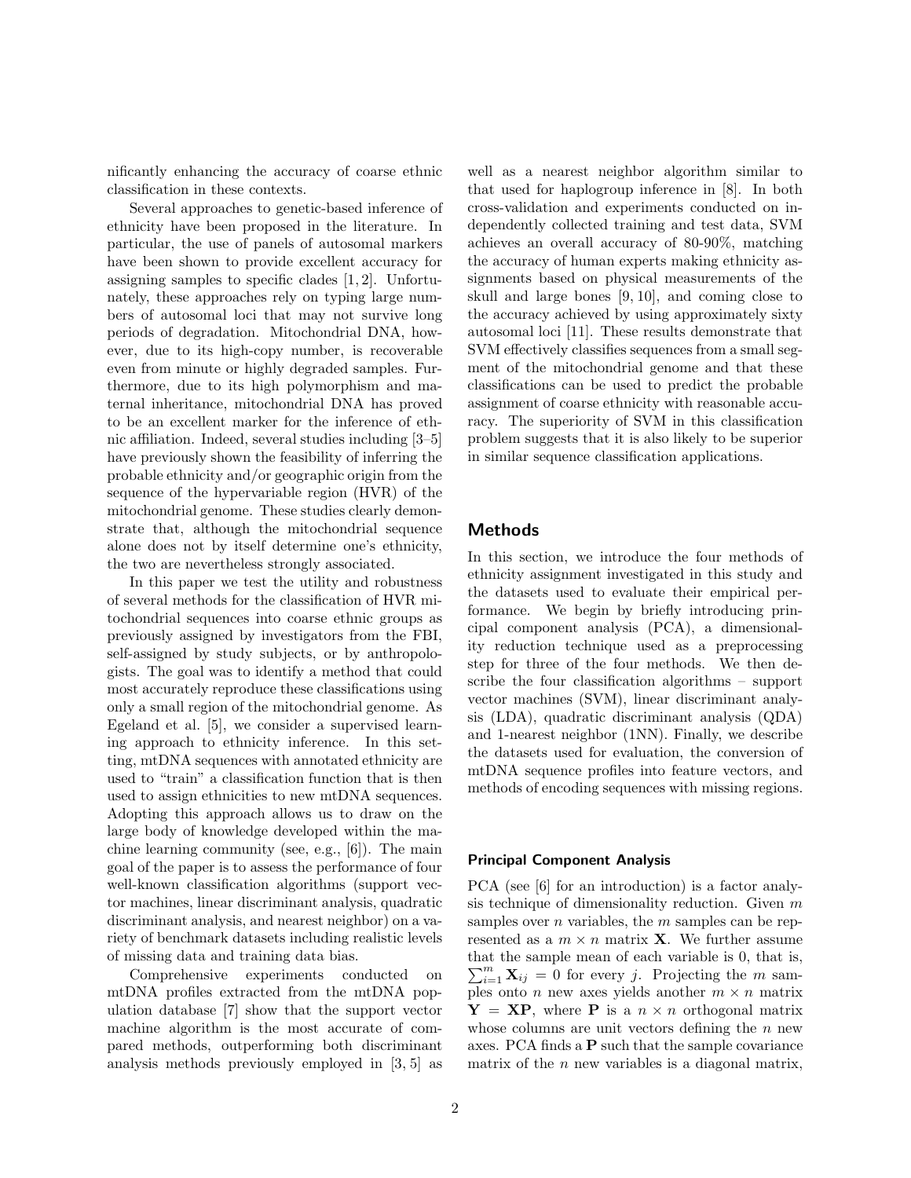nificantly enhancing the accuracy of coarse ethnic classification in these contexts.

Several approaches to genetic-based inference of ethnicity have been proposed in the literature. In particular, the use of panels of autosomal markers have been shown to provide excellent accuracy for assigning samples to specific clades [1, 2]. Unfortunately, these approaches rely on typing large numbers of autosomal loci that may not survive long periods of degradation. Mitochondrial DNA, however, due to its high-copy number, is recoverable even from minute or highly degraded samples. Furthermore, due to its high polymorphism and maternal inheritance, mitochondrial DNA has proved to be an excellent marker for the inference of ethnic affiliation. Indeed, several studies including [3–5] have previously shown the feasibility of inferring the probable ethnicity and/or geographic origin from the sequence of the hypervariable region (HVR) of the mitochondrial genome. These studies clearly demonstrate that, although the mitochondrial sequence alone does not by itself determine one's ethnicity, the two are nevertheless strongly associated.

In this paper we test the utility and robustness of several methods for the classification of HVR mitochondrial sequences into coarse ethnic groups as previously assigned by investigators from the FBI, self-assigned by study subjects, or by anthropologists. The goal was to identify a method that could most accurately reproduce these classifications using only a small region of the mitochondrial genome. As Egeland et al. [5], we consider a supervised learning approach to ethnicity inference. In this setting, mtDNA sequences with annotated ethnicity are used to "train" a classification function that is then used to assign ethnicities to new mtDNA sequences. Adopting this approach allows us to draw on the large body of knowledge developed within the machine learning community (see, e.g., [6]). The main goal of the paper is to assess the performance of four well-known classification algorithms (support vector machines, linear discriminant analysis, quadratic discriminant analysis, and nearest neighbor) on a variety of benchmark datasets including realistic levels of missing data and training data bias.

Comprehensive experiments conducted on mtDNA profiles extracted from the mtDNA population database [7] show that the support vector machine algorithm is the most accurate of compared methods, outperforming both discriminant analysis methods previously employed in [3, 5] as well as a nearest neighbor algorithm similar to that used for haplogroup inference in [8]. In both cross-validation and experiments conducted on independently collected training and test data, SVM achieves an overall accuracy of 80-90%, matching the accuracy of human experts making ethnicity assignments based on physical measurements of the skull and large bones [9, 10], and coming close to the accuracy achieved by using approximately sixty autosomal loci [11]. These results demonstrate that SVM effectively classifies sequences from a small segment of the mitochondrial genome and that these classifications can be used to predict the probable assignment of coarse ethnicity with reasonable accuracy. The superiority of SVM in this classification problem suggests that it is also likely to be superior in similar sequence classification applications.

## Methods

In this section, we introduce the four methods of ethnicity assignment investigated in this study and the datasets used to evaluate their empirical performance. We begin by briefly introducing principal component analysis (PCA), a dimensionality reduction technique used as a preprocessing step for three of the four methods. We then describe the four classification algorithms – support vector machines (SVM), linear discriminant analysis (LDA), quadratic discriminant analysis (QDA) and 1-nearest neighbor (1NN). Finally, we describe the datasets used for evaluation, the conversion of mtDNA sequence profiles into feature vectors, and methods of encoding sequences with missing regions.

### Principal Component Analysis

PCA (see [6] for an introduction) is a factor analysis technique of dimensionality reduction. Given $m$ samples over $n$ variables, the $m$ samples can be represented as a $m \times n$ matrix $\mathbf{X}$. We further assume that the sample mean of each variable is 0, that is, $\sum_{i=1}^{m} \mathbf{X}_{ij} = 0$ for every $j$. Projecting the $m$ samples onto $n$ new axes yields another $m \times n$ matrix $\mathbf{Y} = \mathbf{XP}$, where $\mathbf{P}$ is a $n \times n$ orthogonal matrix whose columns are unit vectors defining the $n$ new axes. PCA finds a $\mathbf{P}$ such that the sample covariance matrix of the $n$ new variables is a diagonal matrix,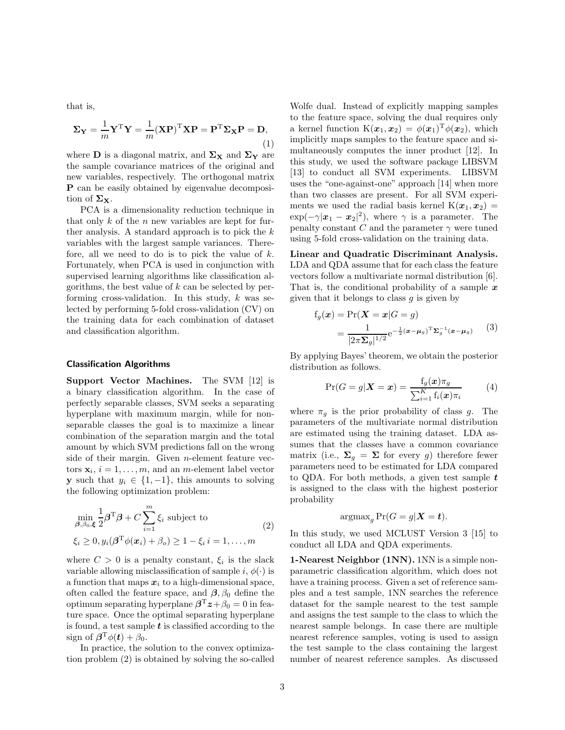that is,

$$\mathbf{\Sigma_Y} = \frac{1}{m}\mathbf{Y}^{\mathrm{T}}\mathbf{Y} = \frac{1}{m}(\mathbf{XP})^{\mathrm{T}}\mathbf{XP} = \mathbf{P}^{\mathrm{T}}\mathbf{\Sigma_X}\mathbf{P} = \mathbf{D}, \tag{1}$$

where $\mathbf{D}$ is a diagonal matrix, and $\mathbf{\Sigma_X}$ and $\mathbf{\Sigma_Y}$ are the sample covariance matrices of the original and new variables, respectively. The orthogonal matrix $\mathbf{P}$ can be easily obtained by eigenvalue decomposition of $\mathbf{\Sigma_X}$.

PCA is a dimensionality reduction technique in that only $k$ of the $n$ new variables are kept for further analysis. A standard approach is to pick the $k$ variables with the largest sample variances. Therefore, all we need to do is to pick the value of $k$. Fortunately, when PCA is used in conjunction with supervised learning algorithms like classification algorithms, the best value of $k$ can be selected by performing cross-validation. In this study, $k$ was selected by performing 5-fold cross-validation (CV) on the training data for each combination of dataset and classification algorithm.

### Classification Algorithms

**Support Vector Machines.** The SVM [12] is a binary classification algorithm. In the case of perfectly separable classes, SVM seeks a separating hyperplane with maximum margin, while for non-separable classes the goal is to maximize a linear combination of the separation margin and the total amount by which SVM predictions fall on the wrong side of their margin. Given $n$-element feature vectors $\mathbf{x}_i$, $i = 1, \ldots, m$, and an $m$-element label vector $\mathbf{y}$ such that $y_i \in \{1, -1\}$, this amounts to solving the following optimization problem:

$$\begin{aligned}&\min_{\boldsymbol{\beta},\beta_0,\boldsymbol{\xi}} \frac{1}{2}\boldsymbol{\beta}^{\mathrm{T}}\boldsymbol{\beta} + C\sum_{i=1}^{m}\xi_i \text{ subject to} \\ &\xi_i \geq 0, y_i(\boldsymbol{\beta}^{\mathrm{T}}\phi(\boldsymbol{x}_i) + \beta_o) \geq 1 - \xi_i \; i = 1, \ldots, m\end{aligned} \tag{2}$$

where $C > 0$ is a penalty constant, $\xi_i$ is the slack variable allowing misclassification of sample $i$, $\phi(\cdot)$ is a function that maps $\boldsymbol{x}_i$ to a high-dimensional space, often called the feature space, and $\boldsymbol{\beta}, \beta_0$ define the optimum separating hyperplane $\boldsymbol{\beta}^{\mathrm{T}}\boldsymbol{z} + \beta_0 = 0$ in feature space. Once the optimal separating hyperplane is found, a test sample $\boldsymbol{t}$ is classified according to the sign of $\boldsymbol{\beta}^{\mathrm{T}}\phi(\boldsymbol{t}) + \beta_0$.

In practice, the solution to the convex optimization problem (2) is obtained by solving the so-called Wolfe dual. Instead of explicitly mapping samples to the feature space, solving the dual requires only a kernel function $\mathrm{K}(\boldsymbol{x}_1, \boldsymbol{x}_2) = \phi(\boldsymbol{x}_1)^{\mathrm{T}}\phi(\boldsymbol{x}_2)$, which implicitly maps samples to the feature space and simultaneously computes the inner product [12]. In this study, we used the software package LIBSVM [13] to conduct all SVM experiments. LIBSVM uses the "one-against-one" approach [14] when more than two classes are present. For all SVM experiments we used the radial basis kernel $\mathrm{K}(\boldsymbol{x}_1, \boldsymbol{x}_2) = \exp(-\gamma|\boldsymbol{x}_1 - \boldsymbol{x}_2|^2)$, where $\gamma$ is a parameter. The penalty constant $C$ and the parameter $\gamma$ were tuned using 5-fold cross-validation on the training data.

**Linear and Quadratic Discriminant Analysis.** LDA and QDA assume that for each class the feature vectors follow a multivariate normal distribution [6]. That is, the conditional probability of a sample $\boldsymbol{x}$ given that it belongs to class $g$ is given by

$$\begin{aligned}\mathrm{f}_g(\boldsymbol{x}) &= \Pr(\boldsymbol{X} = \boldsymbol{x}|G = g) \\ &= \frac{1}{|2\pi\boldsymbol{\Sigma}_g|^{1/2}}\mathrm{e}^{-\frac{1}{2}(\boldsymbol{x}-\boldsymbol{\mu}_g)^{\mathrm{T}}\boldsymbol{\Sigma}_g^{-1}(\boldsymbol{x}-\boldsymbol{\mu}_g)}\end{aligned} \tag{3}$$

By applying Bayes' theorem, we obtain the posterior distribution as follows.

$$\Pr(G = g|\boldsymbol{X} = \boldsymbol{x}) = \frac{\mathrm{f}_g(\boldsymbol{x})\pi_g}{\sum_{i=1}^{K}\mathrm{f}_i(\boldsymbol{x})\pi_i} \tag{4}$$

where $\pi_g$ is the prior probability of class $g$. The parameters of the multivariate normal distribution are estimated using the training dataset. LDA assumes that the classes have a common covariance matrix (i.e., $\boldsymbol{\Sigma}_g = \boldsymbol{\Sigma}$ for every $g$) therefore fewer parameters need to be estimated for LDA compared to QDA. For both methods, a given test sample $\boldsymbol{t}$ is assigned to the class with the highest posterior probability

$$\mathrm{argmax}_g \Pr(G = g|\boldsymbol{X} = \boldsymbol{t}).$$

In this study, we used MCLUST Version 3 [15] to conduct all LDA and QDA experiments.

**1-Nearest Neighbor (1NN).** 1NN is a simple non-parametric classification algorithm, which does not have a training process. Given a set of reference samples and a test sample, 1NN searches the reference dataset for the sample nearest to the test sample and assigns the test sample to the class to which the nearest sample belongs. In case there are multiple nearest reference samples, voting is used to assign the test sample to the class containing the largest number of nearest reference samples. As discussed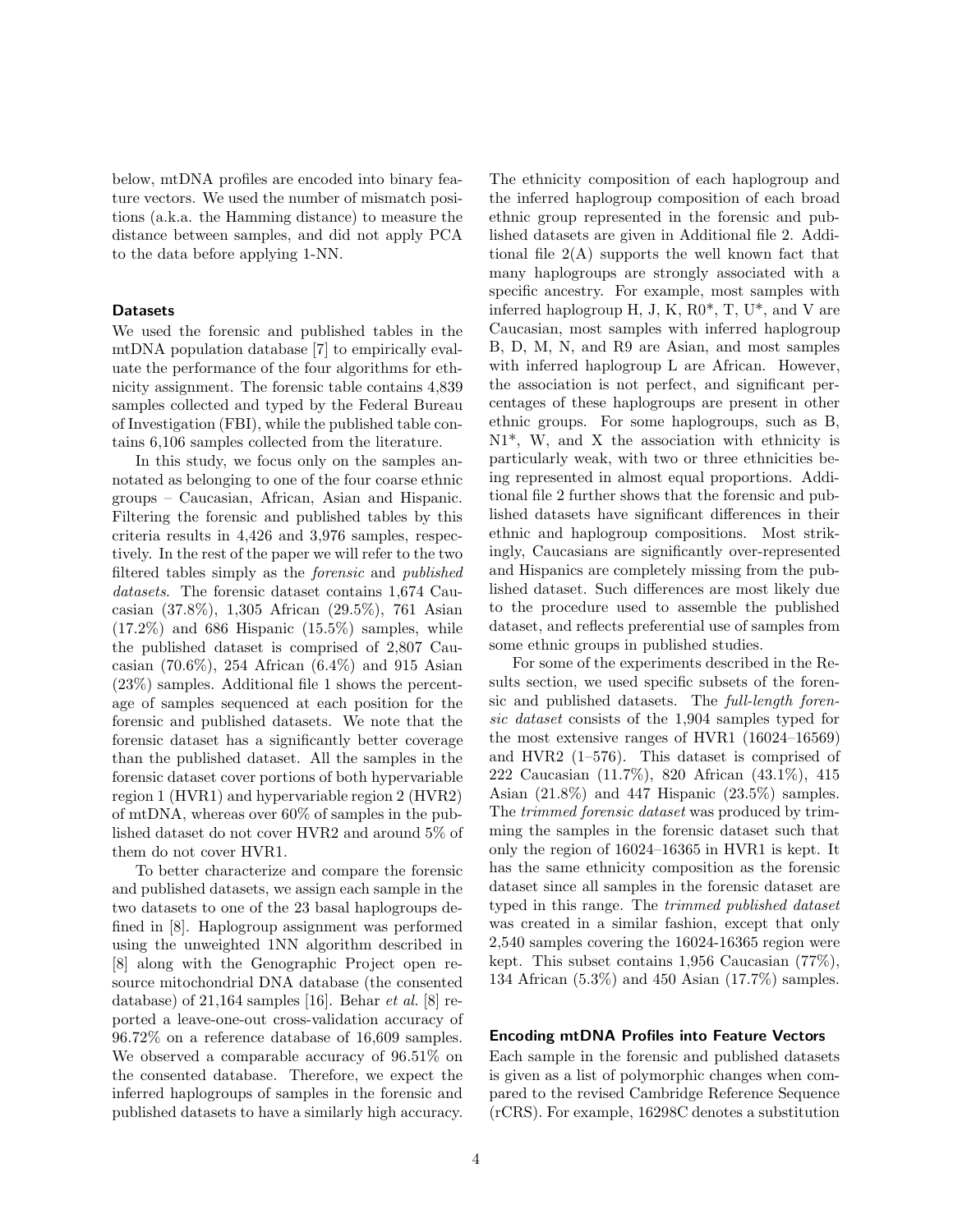below, mtDNA profiles are encoded into binary feature vectors. We used the number of mismatch positions (a.k.a. the Hamming distance) to measure the distance between samples, and did not apply PCA to the data before applying 1-NN.

### Datasets

We used the forensic and published tables in the mtDNA population database [7] to empirically evaluate the performance of the four algorithms for ethnicity assignment. The forensic table contains 4,839 samples collected and typed by the Federal Bureau of Investigation (FBI), while the published table contains 6,106 samples collected from the literature.

In this study, we focus only on the samples annotated as belonging to one of the four coarse ethnic groups – Caucasian, African, Asian and Hispanic. Filtering the forensic and published tables by this criteria results in 4,426 and 3,976 samples, respectively. In the rest of the paper we will refer to the two filtered tables simply as the *forensic* and *published datasets*. The forensic dataset contains 1,674 Caucasian (37.8%), 1,305 African (29.5%), 761 Asian (17.2%) and 686 Hispanic (15.5%) samples, while the published dataset is comprised of 2,807 Caucasian (70.6%), 254 African (6.4%) and 915 Asian (23%) samples. Additional file 1 shows the percentage of samples sequenced at each position for the forensic and published datasets. We note that the forensic dataset has a significantly better coverage than the published dataset. All the samples in the forensic dataset cover portions of both hypervariable region 1 (HVR1) and hypervariable region 2 (HVR2) of mtDNA, whereas over 60% of samples in the published dataset do not cover HVR2 and around 5% of them do not cover HVR1.

To better characterize and compare the forensic and published datasets, we assign each sample in the two datasets to one of the 23 basal haplogroups defined in [8]. Haplogroup assignment was performed using the unweighted 1NN algorithm described in [8] along with the Genographic Project open resource mitochondrial DNA database (the consented database) of 21,164 samples [16]. Behar *et al.* [8] reported a leave-one-out cross-validation accuracy of 96.72% on a reference database of 16,609 samples. We observed a comparable accuracy of 96.51% on the consented database. Therefore, we expect the inferred haplogroups of samples in the forensic and published datasets to have a similarly high accuracy. The ethnicity composition of each haplogroup and the inferred haplogroup composition of each broad ethnic group represented in the forensic and published datasets are given in Additional file 2. Additional file 2(A) supports the well known fact that many haplogroups are strongly associated with a specific ancestry. For example, most samples with inferred haplogroup H, J, K, R0*, T, U*, and V are Caucasian, most samples with inferred haplogroup B, D, M, N, and R9 are Asian, and most samples with inferred haplogroup L are African. However, the association is not perfect, and significant percentages of these haplogroups are present in other ethnic groups. For some haplogroups, such as B, N1*, W, and X the association with ethnicity is particularly weak, with two or three ethnicities being represented in almost equal proportions. Additional file 2 further shows that the forensic and published datasets have significant differences in their ethnic and haplogroup compositions. Most strikingly, Caucasians are significantly over-represented and Hispanics are completely missing from the published dataset. Such differences are most likely due to the procedure used to assemble the published dataset, and reflects preferential use of samples from some ethnic groups in published studies.

For some of the experiments described in the Results section, we used specific subsets of the forensic and published datasets. The *full-length forensic dataset* consists of the 1,904 samples typed for the most extensive ranges of HVR1 (16024–16569) and HVR2 (1–576). This dataset is comprised of 222 Caucasian (11.7%), 820 African (43.1%), 415 Asian (21.8%) and 447 Hispanic (23.5%) samples. The *trimmed forensic dataset* was produced by trimming the samples in the forensic dataset such that only the region of 16024–16365 in HVR1 is kept. It has the same ethnicity composition as the forensic dataset since all samples in the forensic dataset are typed in this range. The *trimmed published dataset* was created in a similar fashion, except that only 2,540 samples covering the 16024-16365 region were kept. This subset contains 1,956 Caucasian (77%), 134 African (5.3%) and 450 Asian (17.7%) samples.

### Encoding mtDNA Profiles into Feature Vectors

Each sample in the forensic and published datasets is given as a list of polymorphic changes when compared to the revised Cambridge Reference Sequence (rCRS). For example, 16298C denotes a substitution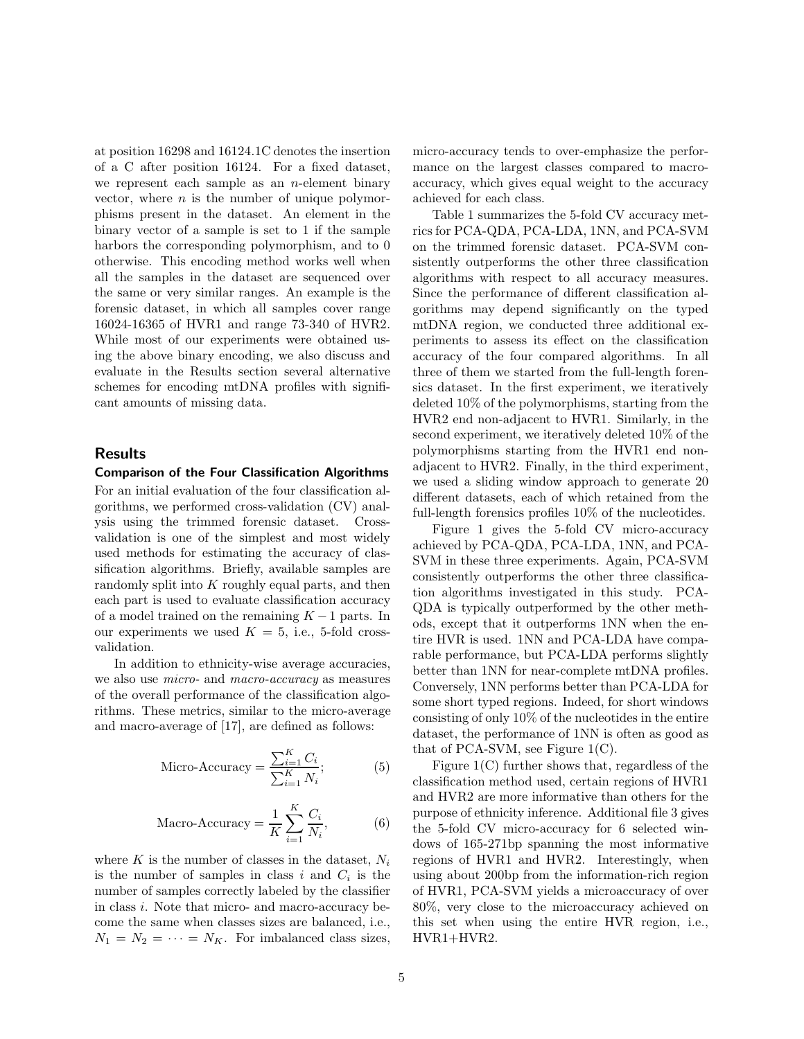at position 16298 and 16124.1C denotes the insertion of a C after position 16124. For a fixed dataset, we represent each sample as an $n$-element binary vector, where $n$ is the number of unique polymorphisms present in the dataset. An element in the binary vector of a sample is set to 1 if the sample harbors the corresponding polymorphism, and to 0 otherwise. This encoding method works well when all the samples in the dataset are sequenced over the same or very similar ranges. An example is the forensic dataset, in which all samples cover range 16024-16365 of HVR1 and range 73-340 of HVR2. While most of our experiments were obtained using the above binary encoding, we also discuss and evaluate in the Results section several alternative schemes for encoding mtDNA profiles with significant amounts of missing data.

## Results

### Comparison of the Four Classification Algorithms

For an initial evaluation of the four classification algorithms, we performed cross-validation (CV) analysis using the trimmed forensic dataset. Cross-validation is one of the simplest and most widely used methods for estimating the accuracy of classification algorithms. Briefly, available samples are randomly split into $K$ roughly equal parts, and then each part is used to evaluate classification accuracy of a model trained on the remaining $K-1$ parts. In our experiments we used $K = 5$, i.e., 5-fold cross-validation.

In addition to ethnicity-wise average accuracies, we also use *micro-* and *macro-accuracy* as measures of the overall performance of the classification algorithms. These metrics, similar to the micro-average and macro-average of [17], are defined as follows:

$$\text{Micro-Accuracy} = \frac{\sum_{i=1}^{K} C_i}{\sum_{i=1}^{K} N_i}; \quad (5)$$

$$\text{Macro-Accuracy} = \frac{1}{K}\sum_{i=1}^{K} \frac{C_i}{N_i}, \quad (6)$$

where $K$ is the number of classes in the dataset, $N_i$ is the number of samples in class $i$ and $C_i$ is the number of samples correctly labeled by the classifier in class $i$. Note that micro- and macro-accuracy become the same when classes sizes are balanced, i.e., $N_1 = N_2 = \cdots = N_K$. For imbalanced class sizes, micro-accuracy tends to over-emphasize the performance on the largest classes compared to macro-accuracy, which gives equal weight to the accuracy achieved for each class.

Table 1 summarizes the 5-fold CV accuracy metrics for PCA-QDA, PCA-LDA, 1NN, and PCA-SVM on the trimmed forensic dataset. PCA-SVM consistently outperforms the other three classification algorithms with respect to all accuracy measures. Since the performance of different classification algorithms may depend significantly on the typed mtDNA region, we conducted three additional experiments to assess its effect on the classification accuracy of the four compared algorithms. In all three of them we started from the full-length forensics dataset. In the first experiment, we iteratively deleted 10% of the polymorphisms, starting from the HVR2 end non-adjacent to HVR1. Similarly, in the second experiment, we iteratively deleted 10% of the polymorphisms starting from the HVR1 end non-adjacent to HVR2. Finally, in the third experiment, we used a sliding window approach to generate 20 different datasets, each of which retained from the full-length forensics profiles 10% of the nucleotides.

Figure 1 gives the 5-fold CV micro-accuracy achieved by PCA-QDA, PCA-LDA, 1NN, and PCA-SVM in these three experiments. Again, PCA-SVM consistently outperforms the other three classification algorithms investigated in this study. PCA-QDA is typically outperformed by the other methods, except that it outperforms 1NN when the entire HVR is used. 1NN and PCA-LDA have comparable performance, but PCA-LDA performs slightly better than 1NN for near-complete mtDNA profiles. Conversely, 1NN performs better than PCA-LDA for some short typed regions. Indeed, for short windows consisting of only 10% of the nucleotides in the entire dataset, the performance of 1NN is often as good as that of PCA-SVM, see Figure 1(C).

Figure 1(C) further shows that, regardless of the classification method used, certain regions of HVR1 and HVR2 are more informative than others for the purpose of ethnicity inference. Additional file 3 gives the 5-fold CV micro-accuracy for 6 selected windows of 165-271bp spanning the most informative regions of HVR1 and HVR2. Interestingly, when using about 200bp from the information-rich region of HVR1, PCA-SVM yields a microaccuracy of over 80%, very close to the microaccuracy achieved on this set when using the entire HVR region, i.e., HVR1+HVR2.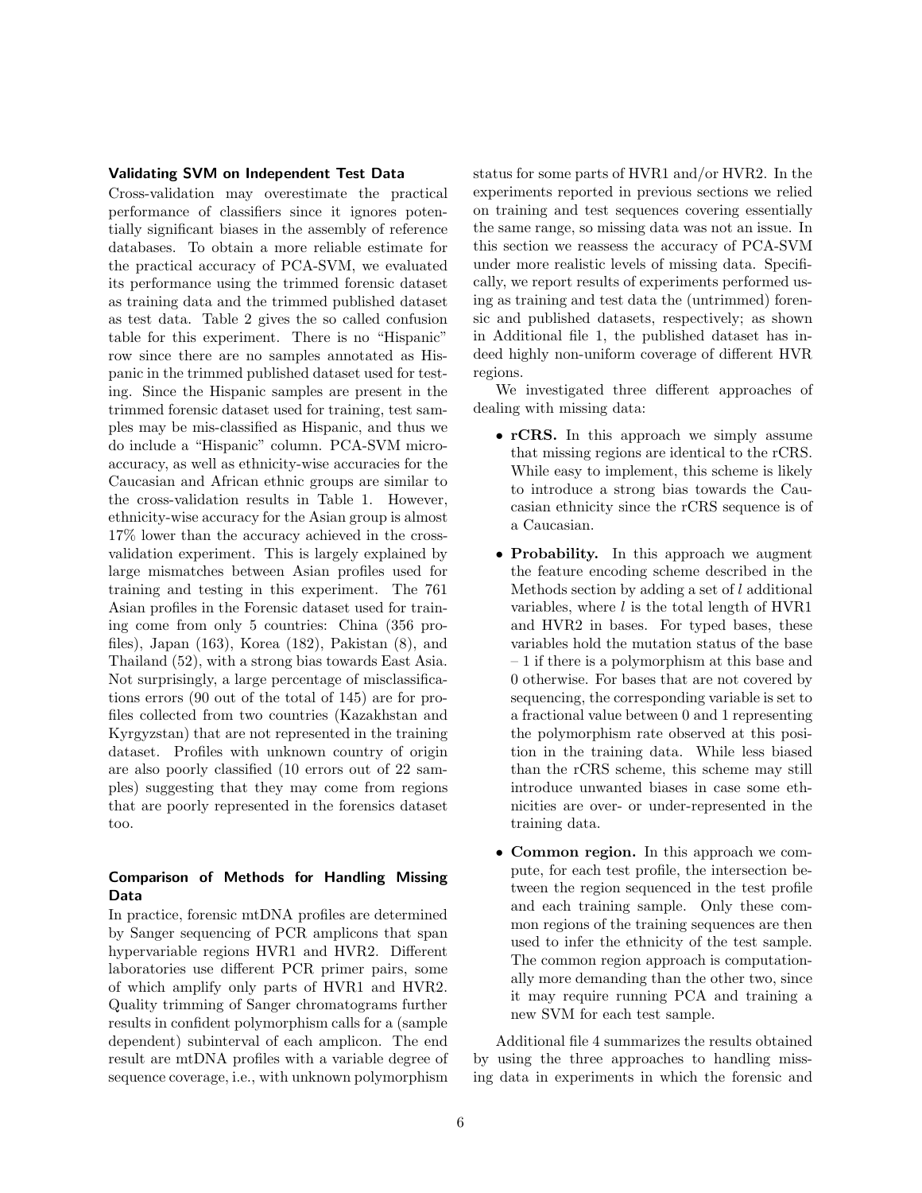### Validating SVM on Independent Test Data

Cross-validation may overestimate the practical performance of classifiers since it ignores potentially significant biases in the assembly of reference databases. To obtain a more reliable estimate for the practical accuracy of PCA-SVM, we evaluated its performance using the trimmed forensic dataset as training data and the trimmed published dataset as test data. Table 2 gives the so called confusion table for this experiment. There is no "Hispanic" row since there are no samples annotated as Hispanic in the trimmed published dataset used for testing. Since the Hispanic samples are present in the trimmed forensic dataset used for training, test samples may be mis-classified as Hispanic, and thus we do include a "Hispanic" column. PCA-SVM micro-accuracy, as well as ethnicity-wise accuracies for the Caucasian and African ethnic groups are similar to the cross-validation results in Table 1. However, ethnicity-wise accuracy for the Asian group is almost 17% lower than the accuracy achieved in the cross-validation experiment. This is largely explained by large mismatches between Asian profiles used for training and testing in this experiment. The 761 Asian profiles in the Forensic dataset used for training come from only 5 countries: China (356 profiles), Japan (163), Korea (182), Pakistan (8), and Thailand (52), with a strong bias towards East Asia. Not surprisingly, a large percentage of misclassifications errors (90 out of the total of 145) are for profiles collected from two countries (Kazakhstan and Kyrgyzstan) that are not represented in the training dataset. Profiles with unknown country of origin are also poorly classified (10 errors out of 22 samples) suggesting that they may come from regions that are poorly represented in the forensics dataset too.

### Comparison of Methods for Handling Missing Data

In practice, forensic mtDNA profiles are determined by Sanger sequencing of PCR amplicons that span hypervariable regions HVR1 and HVR2. Different laboratories use different PCR primer pairs, some of which amplify only parts of HVR1 and HVR2. Quality trimming of Sanger chromatograms further results in confident polymorphism calls for a (sample dependent) subinterval of each amplicon. The end result are mtDNA profiles with a variable degree of sequence coverage, i.e., with unknown polymorphism status for some parts of HVR1 and/or HVR2. In the experiments reported in previous sections we relied on training and test sequences covering essentially the same range, so missing data was not an issue. In this section we reassess the accuracy of PCA-SVM under more realistic levels of missing data. Specifically, we report results of experiments performed using as training and test data the (untrimmed) forensic and published datasets, respectively; as shown in Additional file 1, the published dataset has indeed highly non-uniform coverage of different HVR regions.

We investigated three different approaches of dealing with missing data:

- **rCRS.** In this approach we simply assume that missing regions are identical to the rCRS. While easy to implement, this scheme is likely to introduce a strong bias towards the Caucasian ethnicity since the rCRS sequence is of a Caucasian.
- **Probability.** In this approach we augment the feature encoding scheme described in the Methods section by adding a set of $l$ additional variables, where $l$ is the total length of HVR1 and HVR2 in bases. For typed bases, these variables hold the mutation status of the base – 1 if there is a polymorphism at this base and 0 otherwise. For bases that are not covered by sequencing, the corresponding variable is set to a fractional value between 0 and 1 representing the polymorphism rate observed at this position in the training data. While less biased than the rCRS scheme, this scheme may still introduce unwanted biases in case some ethnicities are over- or under-represented in the training data.
- **Common region.** In this approach we compute, for each test profile, the intersection between the region sequenced in the test profile and each training sample. Only these common regions of the training sequences are then used to infer the ethnicity of the test sample. The common region approach is computationally more demanding than the other two, since it may require running PCA and training a new SVM for each test sample.

Additional file 4 summarizes the results obtained by using the three approaches to handling missing data in experiments in which the forensic and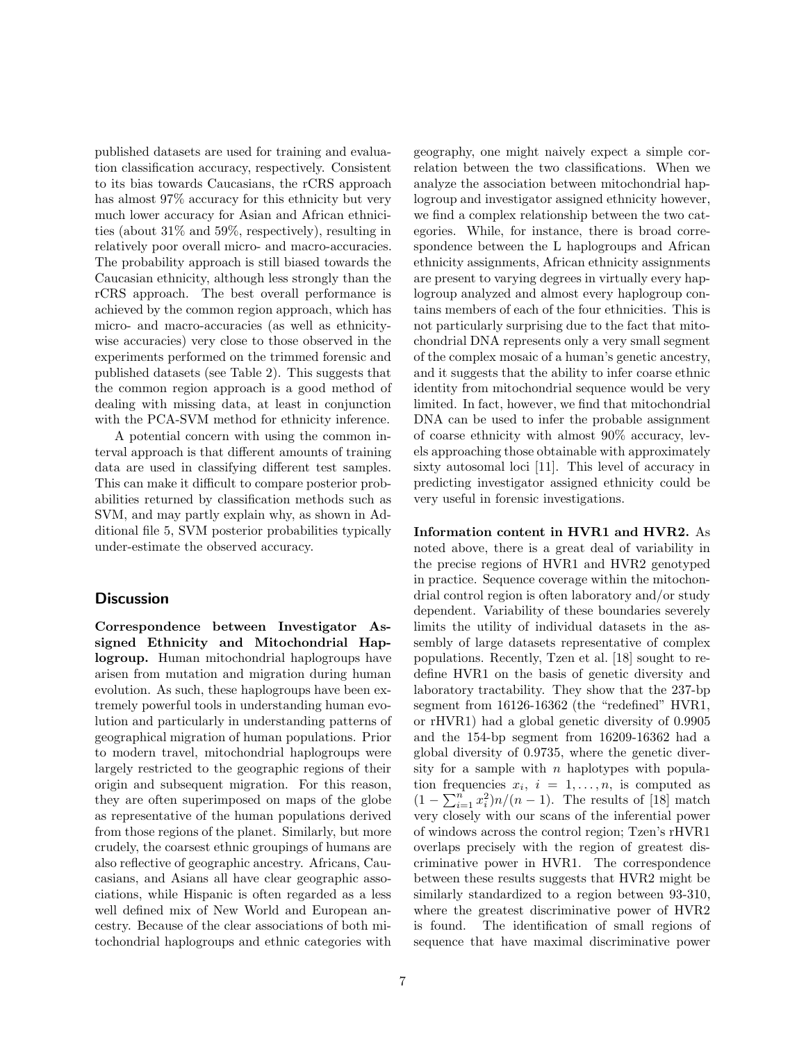published datasets are used for training and evaluation classification accuracy, respectively. Consistent to its bias towards Caucasians, the rCRS approach has almost 97% accuracy for this ethnicity but very much lower accuracy for Asian and African ethnicities (about 31% and 59%, respectively), resulting in relatively poor overall micro- and macro-accuracies. The probability approach is still biased towards the Caucasian ethnicity, although less strongly than the rCRS approach. The best overall performance is achieved by the common region approach, which has micro- and macro-accuracies (as well as ethnicity-wise accuracies) very close to those observed in the experiments performed on the trimmed forensic and published datasets (see Table 2). This suggests that the common region approach is a good method of dealing with missing data, at least in conjunction with the PCA-SVM method for ethnicity inference.

A potential concern with using the common interval approach is that different amounts of training data are used in classifying different test samples. This can make it difficult to compare posterior probabilities returned by classification methods such as SVM, and may partly explain why, as shown in Additional file 5, SVM posterior probabilities typically under-estimate the observed accuracy.

## Discussion

**Correspondence between Investigator Assigned Ethnicity and Mitochondrial Haplogroup.** Human mitochondrial haplogroups have arisen from mutation and migration during human evolution. As such, these haplogroups have been extremely powerful tools in understanding human evolution and particularly in understanding patterns of geographical migration of human populations. Prior to modern travel, mitochondrial haplogroups were largely restricted to the geographic regions of their origin and subsequent migration. For this reason, they are often superimposed on maps of the globe as representative of the human populations derived from those regions of the planet. Similarly, but more crudely, the coarsest ethnic groupings of humans are also reflective of geographic ancestry. Africans, Caucasians, and Asians all have clear geographic associations, while Hispanic is often regarded as a less well defined mix of New World and European ancestry. Because of the clear associations of both mitochondrial haplogroups and ethnic categories with geography, one might naively expect a simple correlation between the two classifications. When we analyze the association between mitochondrial haplogroup and investigator assigned ethnicity however, we find a complex relationship between the two categories. While, for instance, there is broad correspondence between the L haplogroups and African ethnicity assignments, African ethnicity assignments are present to varying degrees in virtually every haplogroup analyzed and almost every haplogroup contains members of each of the four ethnicities. This is not particularly surprising due to the fact that mitochondrial DNA represents only a very small segment of the complex mosaic of a human's genetic ancestry, and it suggests that the ability to infer coarse ethnic identity from mitochondrial sequence would be very limited. In fact, however, we find that mitochondrial DNA can be used to infer the probable assignment of coarse ethnicity with almost 90% accuracy, levels approaching those obtainable with approximately sixty autosomal loci [11]. This level of accuracy in predicting investigator assigned ethnicity could be very useful in forensic investigations.

**Information content in HVR1 and HVR2.** As noted above, there is a great deal of variability in the precise regions of HVR1 and HVR2 genotyped in practice. Sequence coverage within the mitochondrial control region is often laboratory and/or study dependent. Variability of these boundaries severely limits the utility of individual datasets in the assembly of large datasets representative of complex populations. Recently, Tzen et al. [18] sought to redefine HVR1 on the basis of genetic diversity and laboratory tractability. They show that the 237-bp segment from 16126-16362 (the "redefined" HVR1, or rHVR1) had a global genetic diversity of 0.9905 and the 154-bp segment from 16209-16362 had a global diversity of 0.9735, where the genetic diversity for a sample with $n$ haplotypes with population frequencies $x_i$, $i = 1, \ldots, n$, is computed as $(1 - \sum_{i=1}^{n} x_i^2)n/(n-1)$. The results of [18] match very closely with our scans of the inferential power of windows across the control region; Tzen's rHVR1 overlaps precisely with the region of greatest discriminative power in HVR1. The correspondence between these results suggests that HVR2 might be similarly standardized to a region between 93-310, where the greatest discriminative power of HVR2 is found. The identification of small regions of sequence that have maximal discriminative power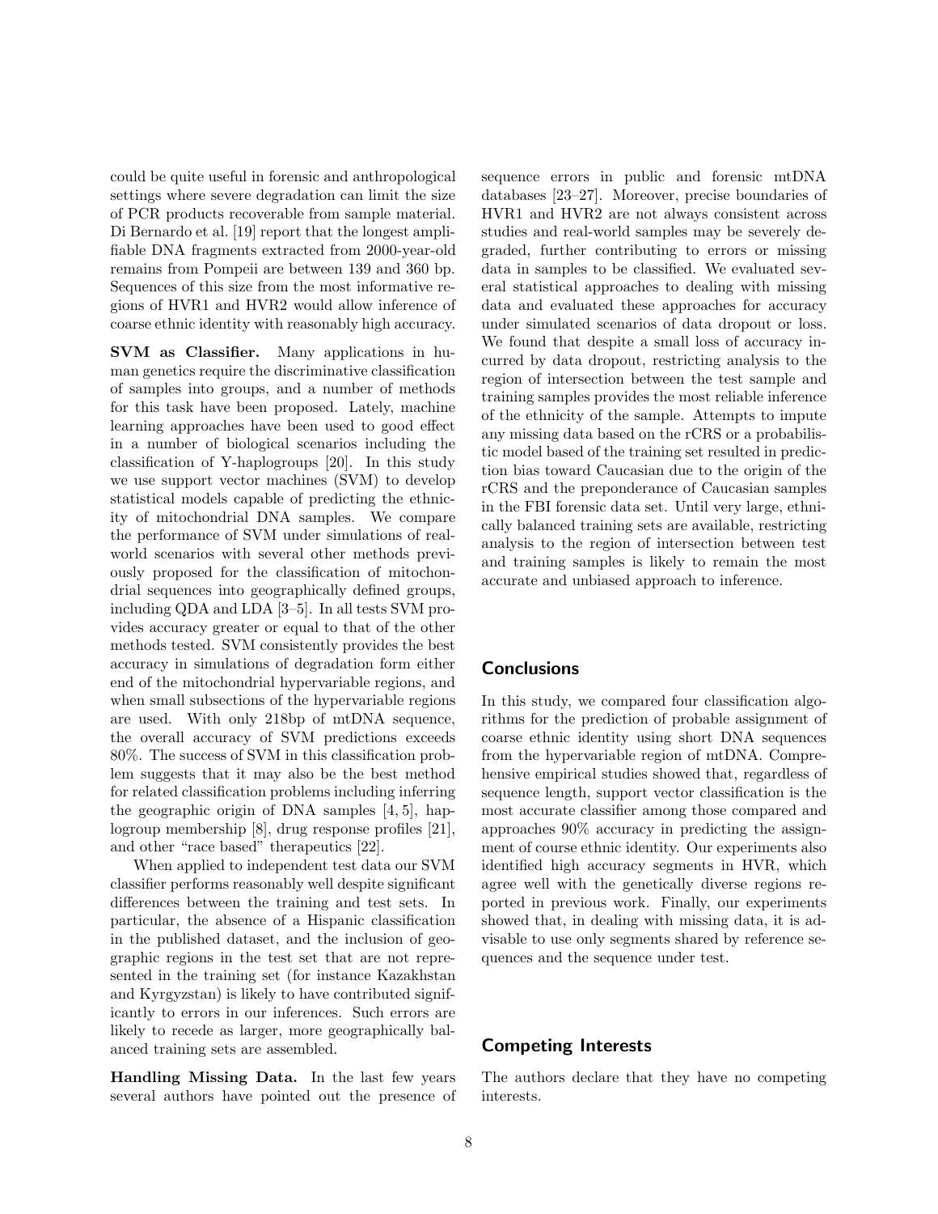could be quite useful in forensic and anthropological settings where severe degradation can limit the size of PCR products recoverable from sample material. Di Bernardo et al. [19] report that the longest amplifiable DNA fragments extracted from 2000-year-old remains from Pompeii are between 139 and 360 bp. Sequences of this size from the most informative regions of HVR1 and HVR2 would allow inference of coarse ethnic identity with reasonably high accuracy.

**SVM as Classifier.** Many applications in human genetics require the discriminative classification of samples into groups, and a number of methods for this task have been proposed. Lately, machine learning approaches have been used to good effect in a number of biological scenarios including the classification of Y-haplogroups [20]. In this study we use support vector machines (SVM) to develop statistical models capable of predicting the ethnicity of mitochondrial DNA samples. We compare the performance of SVM under simulations of real-world scenarios with several other methods previously proposed for the classification of mitochondrial sequences into geographically defined groups, including QDA and LDA [3–5]. In all tests SVM provides accuracy greater or equal to that of the other methods tested. SVM consistently provides the best accuracy in simulations of degradation form either end of the mitochondrial hypervariable regions, and when small subsections of the hypervariable regions are used. With only 218bp of mtDNA sequence, the overall accuracy of SVM predictions exceeds 80%. The success of SVM in this classification problem suggests that it may also be the best method for related classification problems including inferring the geographic origin of DNA samples [4, 5], haplogroup membership [8], drug response profiles [21], and other "race based" therapeutics [22].

When applied to independent test data our SVM classifier performs reasonably well despite significant differences between the training and test sets. In particular, the absence of a Hispanic classification in the published dataset, and the inclusion of geographic regions in the test set that are not represented in the training set (for instance Kazakhstan and Kyrgyzstan) is likely to have contributed significantly to errors in our inferences. Such errors are likely to recede as larger, more geographically balanced training sets are assembled.

**Handling Missing Data.** In the last few years several authors have pointed out the presence of sequence errors in public and forensic mtDNA databases [23–27]. Moreover, precise boundaries of HVR1 and HVR2 are not always consistent across studies and real-world samples may be severely degraded, further contributing to errors or missing data in samples to be classified. We evaluated several statistical approaches to dealing with missing data and evaluated these approaches for accuracy under simulated scenarios of data dropout or loss. We found that despite a small loss of accuracy incurred by data dropout, restricting analysis to the region of intersection between the test sample and training samples provides the most reliable inference of the ethnicity of the sample. Attempts to impute any missing data based on the rCRS or a probabilistic model based of the training set resulted in prediction bias toward Caucasian due to the origin of the rCRS and the preponderance of Caucasian samples in the FBI forensic data set. Until very large, ethnically balanced training sets are available, restricting analysis to the region of intersection between test and training samples is likely to remain the most accurate and unbiased approach to inference.

## Conclusions

In this study, we compared four classification algorithms for the prediction of probable assignment of coarse ethnic identity using short DNA sequences from the hypervariable region of mtDNA. Comprehensive empirical studies showed that, regardless of sequence length, support vector classification is the most accurate classifier among those compared and approaches 90% accuracy in predicting the assignment of course ethnic identity. Our experiments also identified high accuracy segments in HVR, which agree well with the genetically diverse regions reported in previous work. Finally, our experiments showed that, in dealing with missing data, it is advisable to use only segments shared by reference sequences and the sequence under test.

## Competing Interests

The authors declare that they have no competing interests.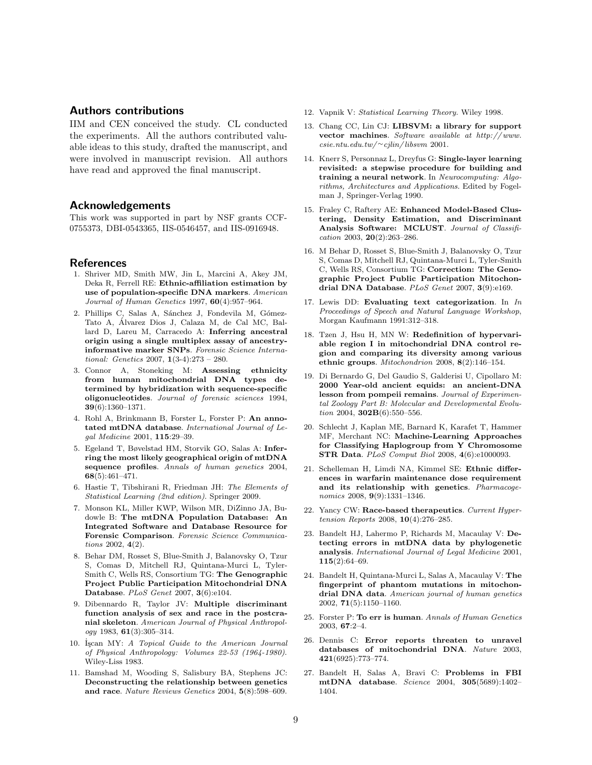## Authors contributions

IIM and CEN conceived the study. CL conducted the experiments. All the authors contributed valuable ideas to this study, drafted the manuscript, and were involved in manuscript revision. All authors have read and approved the final manuscript.

## Acknowledgements

This work was supported in part by NSF grants CCF-0755373, DBI-0543365, IIS-0546457, and IIS-0916948.

## References

1. Shriver MD, Smith MW, Jin L, Marcini A, Akey JM, Deka R, Ferrell RE: **Ethnic-affiliation estimation by use of population-specific DNA markers**. *American Journal of Human Genetics* 1997, **60**(4):957–964.
2. Phillips C, Salas A, Sánchez J, Fondevila M, Gómez-Tato A, Álvarez Dios J, Calaza M, de Cal MC, Ballard D, Lareu M, Carracedo A: **Inferring ancestral origin using a single multiplex assay of ancestry-informative marker SNPs**. *Forensic Science International: Genetics* 2007, **1**(3-4):273 – 280.
3. Connor A, Stoneking M: **Assessing ethnicity from human mitochondrial DNA types determined by hybridization with sequence-specific oligonucleotides**. *Journal of forensic sciences* 1994, **39**(6):1360–1371.
4. Rohl A, Brinkmann B, Forster L, Forster P: **An annotated mtDNA database**. *International Journal of Legal Medicine* 2001, **115**:29–39.
5. Egeland T, Bøvelstad HM, Storvik GO, Salas A: **Inferring the most likely geographical origin of mtDNA sequence profiles**. *Annals of human genetics* 2004, **68**(5):461–471.
6. Hastie T, Tibshirani R, Friedman JH: *The Elements of Statistical Learning (2nd edition)*. Springer 2009.
7. Monson KL, Miller KWP, Wilson MR, DiZinno JA, Budowle B: **The mtDNA Population Database: An Integrated Software and Database Resource for Forensic Comparison**. *Forensic Science Communications* 2002, **4**(2).
8. Behar DM, Rosset S, Blue-Smith J, Balanovsky O, Tzur S, Comas D, Mitchell RJ, Quintana-Murci L, Tyler-Smith C, Wells RS, Consortium TG: **The Genographic Project Public Participation Mitochondrial DNA Database**. *PLoS Genet* 2007, **3**(6):e104.
9. Dibennardo R, Taylor JV: **Multiple discriminant function analysis of sex and race in the postcranial skeleton**. *American Journal of Physical Anthropology* 1983, **61**(3):305–314.
10. İşcan MY: *A Topical Guide to the American Journal of Physical Anthropology: Volumes 22-53 (1964-1980)*. Wiley-Liss 1983.
11. Bamshad M, Wooding S, Salisbury BA, Stephens JC: **Deconstructing the relationship between genetics and race**. *Nature Reviews Genetics* 2004, **5**(8):598–609.
12. Vapnik V: *Statistical Learning Theory*. Wiley 1998.
13. Chang CC, Lin CJ: **LIBSVM: a library for support vector machines**. *Software available at http://www.csie.ntu.edu.tw/~cjlin/libsvm* 2001.
14. Knerr S, Personnaz L, Dreyfus G: **Single-layer learning revisited: a stepwise procedure for building and training a neural network**. In *Neurocomputing: Algorithms, Architectures and Applications*. Edited by Fogelman J, Springer-Verlag 1990.
15. Fraley C, Raftery AE: **Enhanced Model-Based Clustering, Density Estimation, and Discriminant Analysis Software: MCLUST**. *Journal of Classification* 2003, **20**(2):263–286.
16. M Behar D, Rosset S, Blue-Smith J, Balanovsky O, Tzur S, Comas D, Mitchell RJ, Quintana-Murci L, Tyler-Smith C, Wells RS, Consortium TG: **Correction: The Geographic Project Public Participation Mitochondrial DNA Database**. *PLoS Genet* 2007, **3**(9):e169.
17. Lewis DD: **Evaluating text categorization**. In *In Proceedings of Speech and Natural Language Workshop*, Morgan Kaufmann 1991:312–318.
18. Tzen J, Hsu H, MN W: **Redefinition of hypervariable region I in mitochondrial DNA control region and comparing its diversity among various ethnic groups**. *Mitochondrion* 2008, **8**(2):146–154.
19. Di Bernardo G, Del Gaudio S, Galderisi U, Cipollaro M: **2000 Year-old ancient equids: an ancient-DNA lesson from pompeii remains**. *Journal of Experimental Zoology Part B: Molecular and Developmental Evolution* 2004, **302B**(6):550–556.
20. Schlecht J, Kaplan ME, Barnard K, Karafet T, Hammer MF, Merchant NC: **Machine-Learning Approaches for Classifying Haplogroup from Y Chromosome STR Data**. *PLoS Comput Biol* 2008, **4**(6):e1000093.
21. Schelleman H, Limdi NA, Kimmel SE: **Ethnic differences in warfarin maintenance dose requirement and its relationship with genetics**. *Pharmacogenomics* 2008, **9**(9):1331–1346.
22. Yancy CW: **Race-based therapeutics**. *Current Hypertension Reports* 2008, **10**(4):276–285.
23. Bandelt HJ, Lahermo P, Richards M, Macaulay V: **Detecting errors in mtDNA data by phylogenetic analysis**. *International Journal of Legal Medicine* 2001, **115**(2):64–69.
24. Bandelt H, Quintana-Murci L, Salas A, Macaulay V: **The fingerprint of phantom mutations in mitochondrial DNA data**. *American journal of human genetics* 2002, **71**(5):1150–1160.
25. Forster P: **To err is human**. *Annals of Human Genetics* 2003, **67**:2–4.
26. Dennis C: **Error reports threaten to unravel databases of mitochondrial DNA**. *Nature* 2003, **421**(6925):773–774.
27. Bandelt H, Salas A, Bravi C: **Problems in FBI mtDNA database**. *Science* 2004, **305**(5689):1402–1404.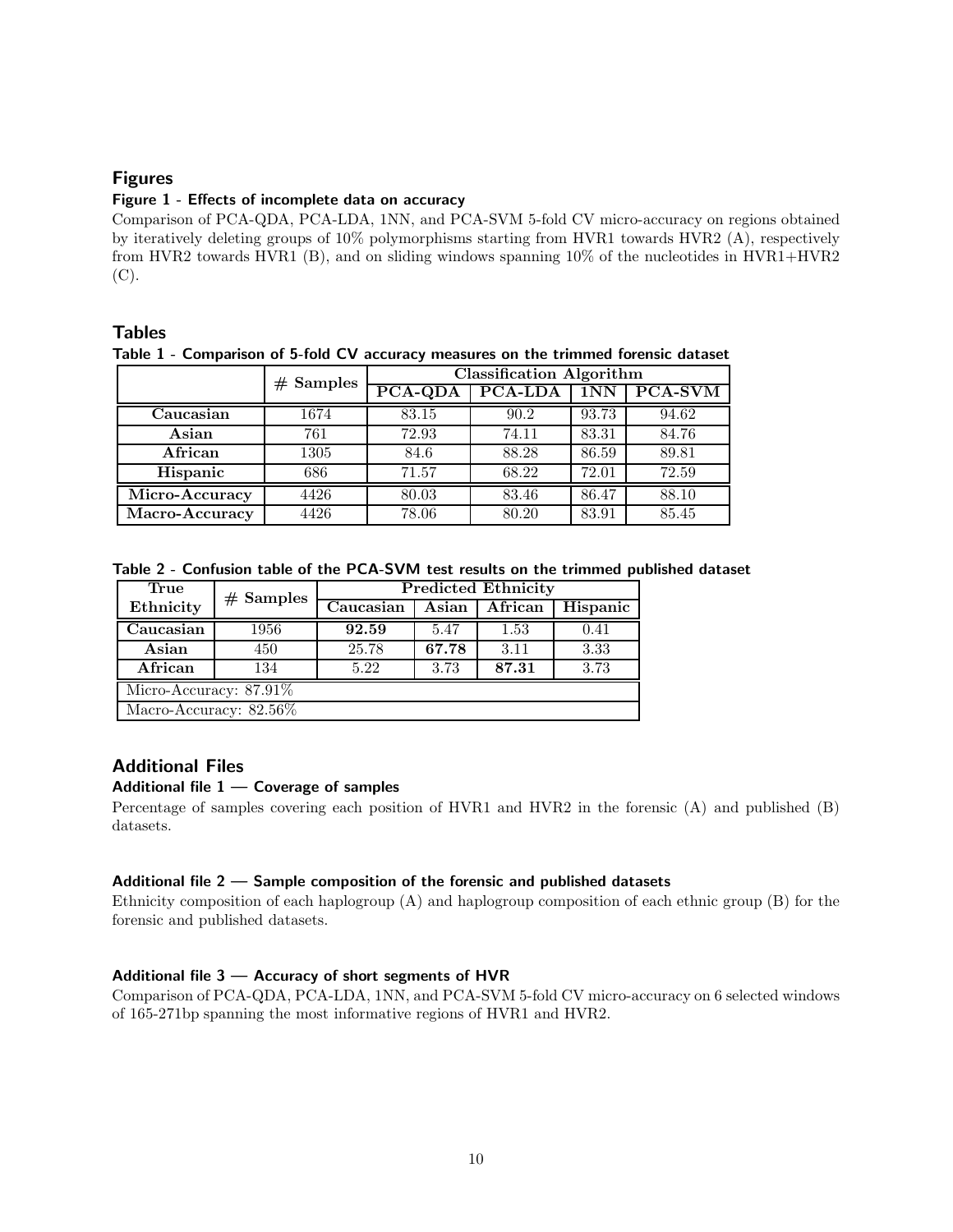## Figures

### Figure 1 - Effects of incomplete data on accuracy

Comparison of PCA-QDA, PCA-LDA, 1NN, and PCA-SVM 5-fold CV micro-accuracy on regions obtained by iteratively deleting groups of 10% polymorphisms starting from HVR1 towards HVR2 (A), respectively from HVR2 towards HVR1 (B), and on sliding windows spanning 10% of the nucleotides in HVR1+HVR2 (C).

## Tables

### Table 1 - Comparison of 5-fold CV accuracy measures on the trimmed forensic dataset

| | # Samples | Classification Algorithm | | | |
|---|---|---|---|---|---|
| | | **PCA-QDA** | **PCA-LDA** | **1NN** | **PCA-SVM** |
| **Caucasian** | 1674 | 83.15 | 90.2 | 93.73 | 94.62 |
| **Asian** | 761 | 72.93 | 74.11 | 83.31 | 84.76 |
| **African** | 1305 | 84.6 | 88.28 | 86.59 | 89.81 |
| **Hispanic** | 686 | 71.57 | 68.22 | 72.01 | 72.59 |
| **Micro-Accuracy** | 4426 | 80.03 | 83.46 | 86.47 | 88.10 |
| **Macro-Accuracy** | 4426 | 78.06 | 80.20 | 83.91 | 85.45 |

### Table 2 - Confusion table of the PCA-SVM test results on the trimmed published dataset

| True Ethnicity | # Samples | Predicted Ethnicity | | | |
|---|---|---|---|---|---|
| | | **Caucasian** | **Asian** | **African** | **Hispanic** |
| **Caucasian** | 1956 | **92.59** | 5.47 | 1.53 | 0.41 |
| **Asian** | 450 | 25.78 | **67.78** | 3.11 | 3.33 |
| **African** | 134 | 5.22 | 3.73 | **87.31** | 3.73 |
| Micro-Accuracy: 87.91% | | | | | |
| Macro-Accuracy: 82.56% | | | | | |

## Additional Files

### Additional file 1 — Coverage of samples

Percentage of samples covering each position of HVR1 and HVR2 in the forensic (A) and published (B) datasets.

### Additional file 2 — Sample composition of the forensic and published datasets

Ethnicity composition of each haplogroup (A) and haplogroup composition of each ethnic group (B) for the forensic and published datasets.

### Additional file 3 — Accuracy of short segments of HVR

Comparison of PCA-QDA, PCA-LDA, 1NN, and PCA-SVM 5-fold CV micro-accuracy on 6 selected windows of 165-271bp spanning the most informative regions of HVR1 and HVR2.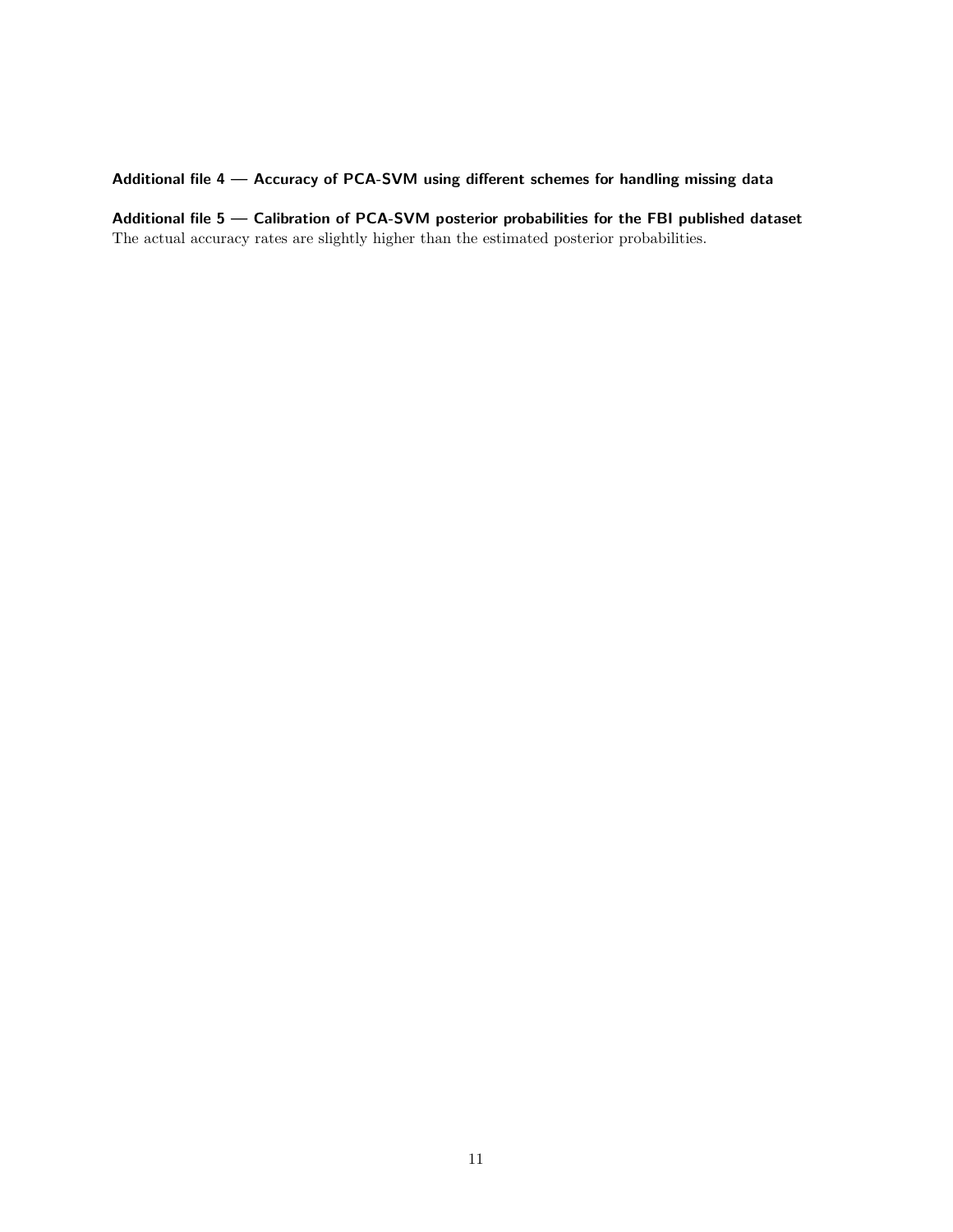**Additional file 4 — Accuracy of PCA-SVM using different schemes for handling missing data**

**Additional file 5 — Calibration of PCA-SVM posterior probabilities for the FBI published dataset**
The actual accuracy rates are slightly higher than the estimated posterior probabilities.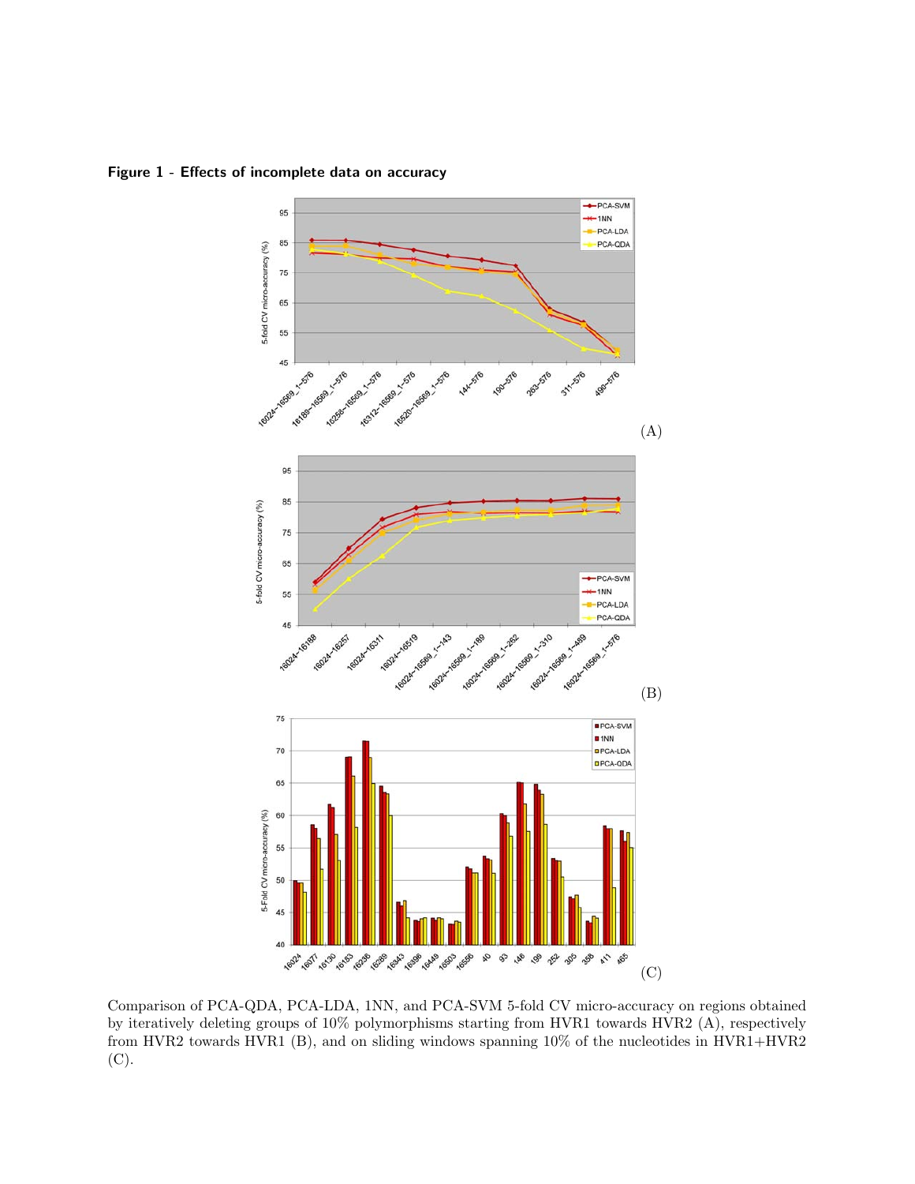**Figure 1 - Effects of incomplete data on accuracy**

(A)

(B)

(C)

Comparison of PCA-QDA, PCA-LDA, 1NN, and PCA-SVM 5-fold CV micro-accuracy on regions obtained by iteratively deleting groups of 10% polymorphisms starting from HVR1 towards HVR2 (A), respectively from HVR2 towards HVR1 (B), and on sliding windows spanning 10% of the nucleotides in HVR1+HVR2 (C).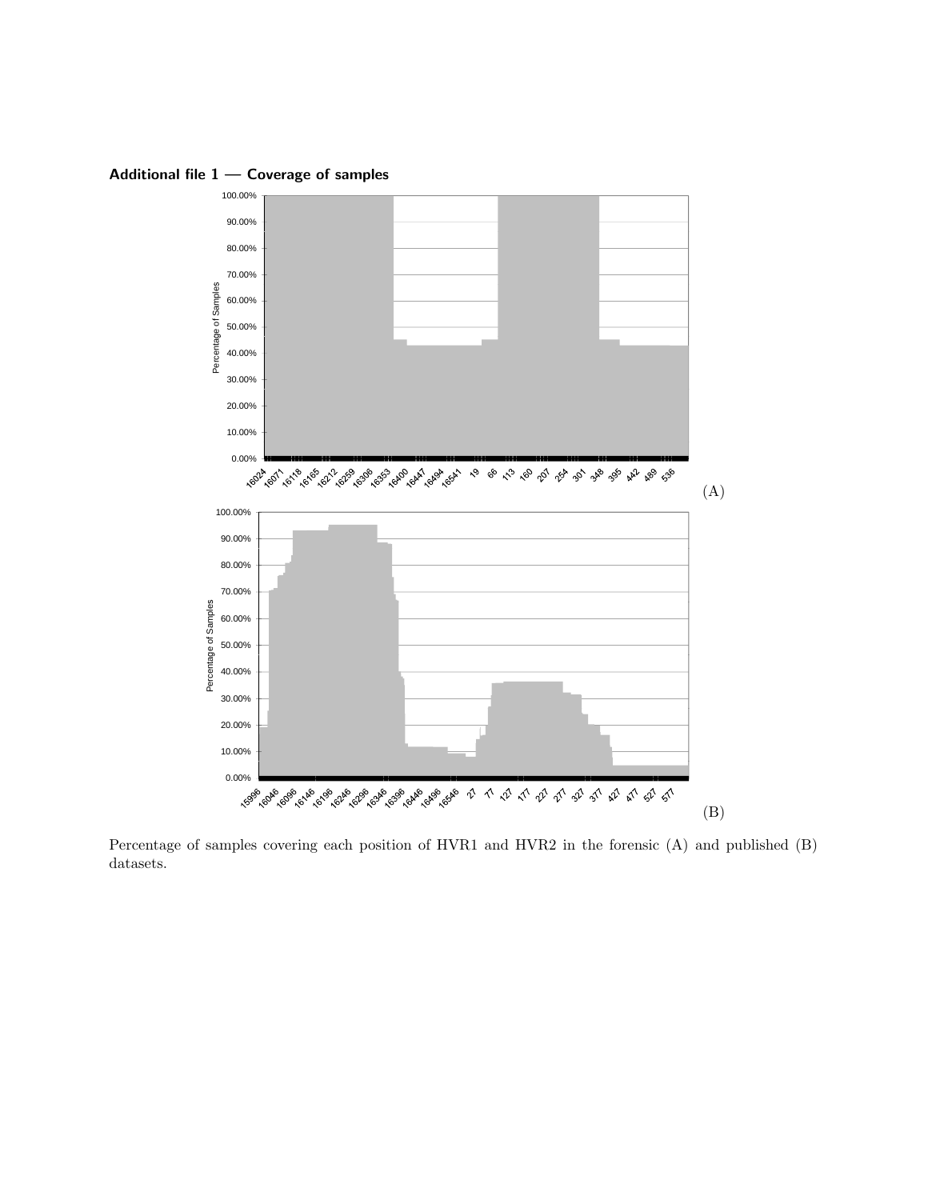**Additional file 1 — Coverage of samples**

(A)

(B)

Percentage of samples covering each position of HVR1 and HVR2 in the forensic (A) and published (B) datasets.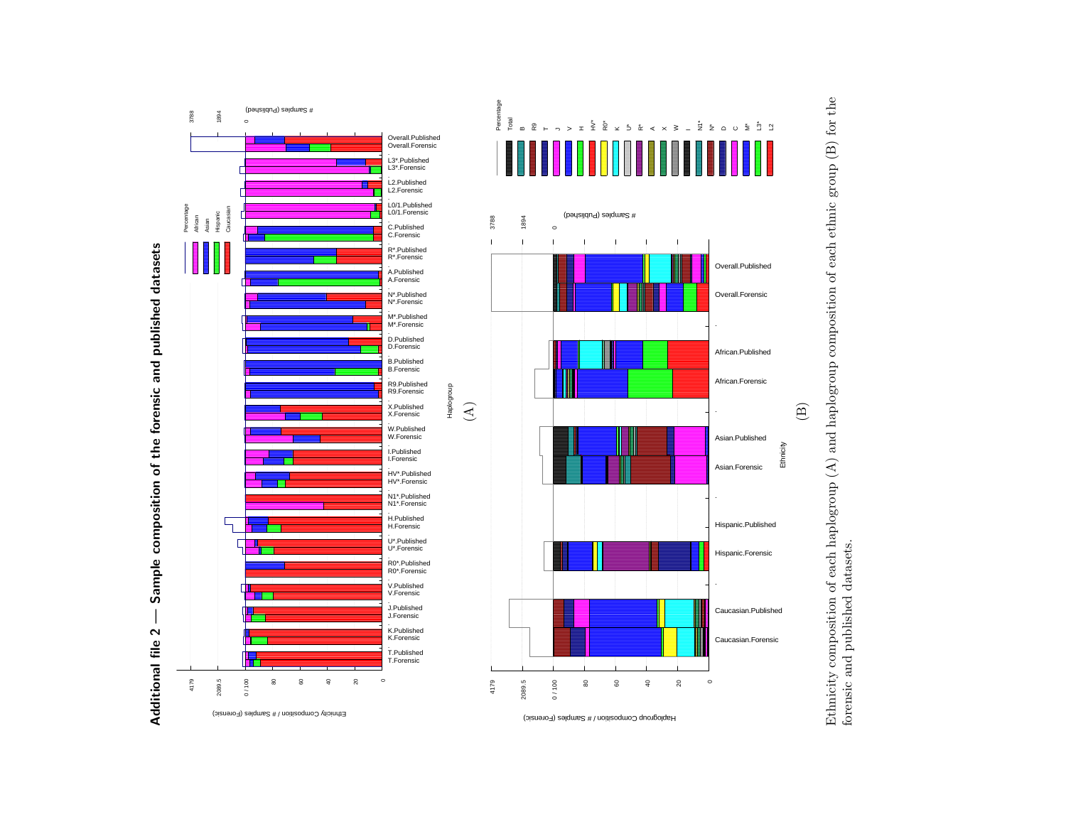## Additional file 2 — Sample composition of the forensic and published datasets

Ethnicity composition of each haplogroup (A) and haplogroup composition of each ethnic group (B) for the forensic and published datasets.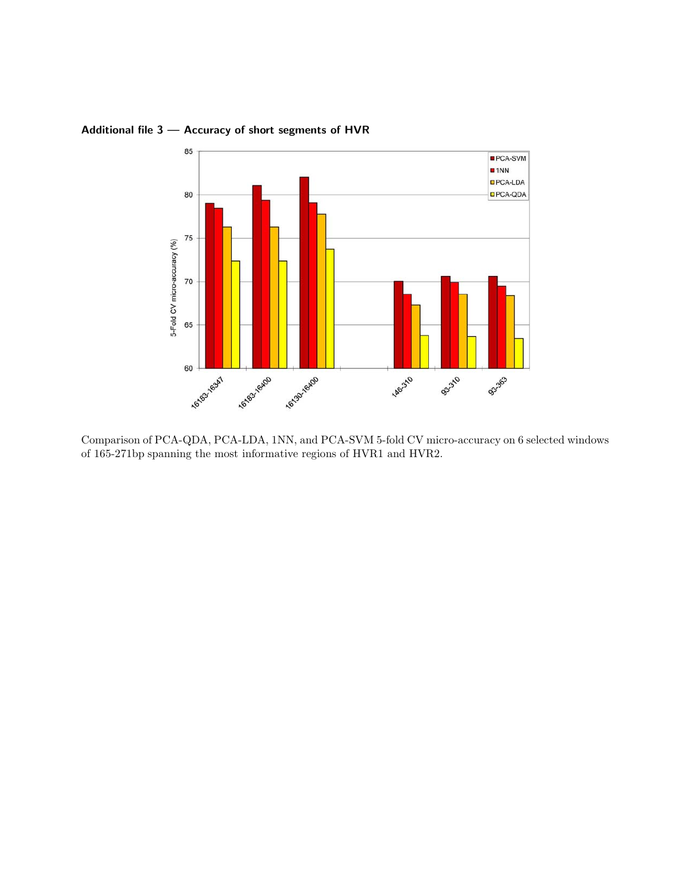## Additional file 3 — Accuracy of short segments of HVR

Comparison of PCA-QDA, PCA-LDA, 1NN, and PCA-SVM 5-fold CV micro-accuracy on 6 selected windows of 165-271bp spanning the most informative regions of HVR1 and HVR2.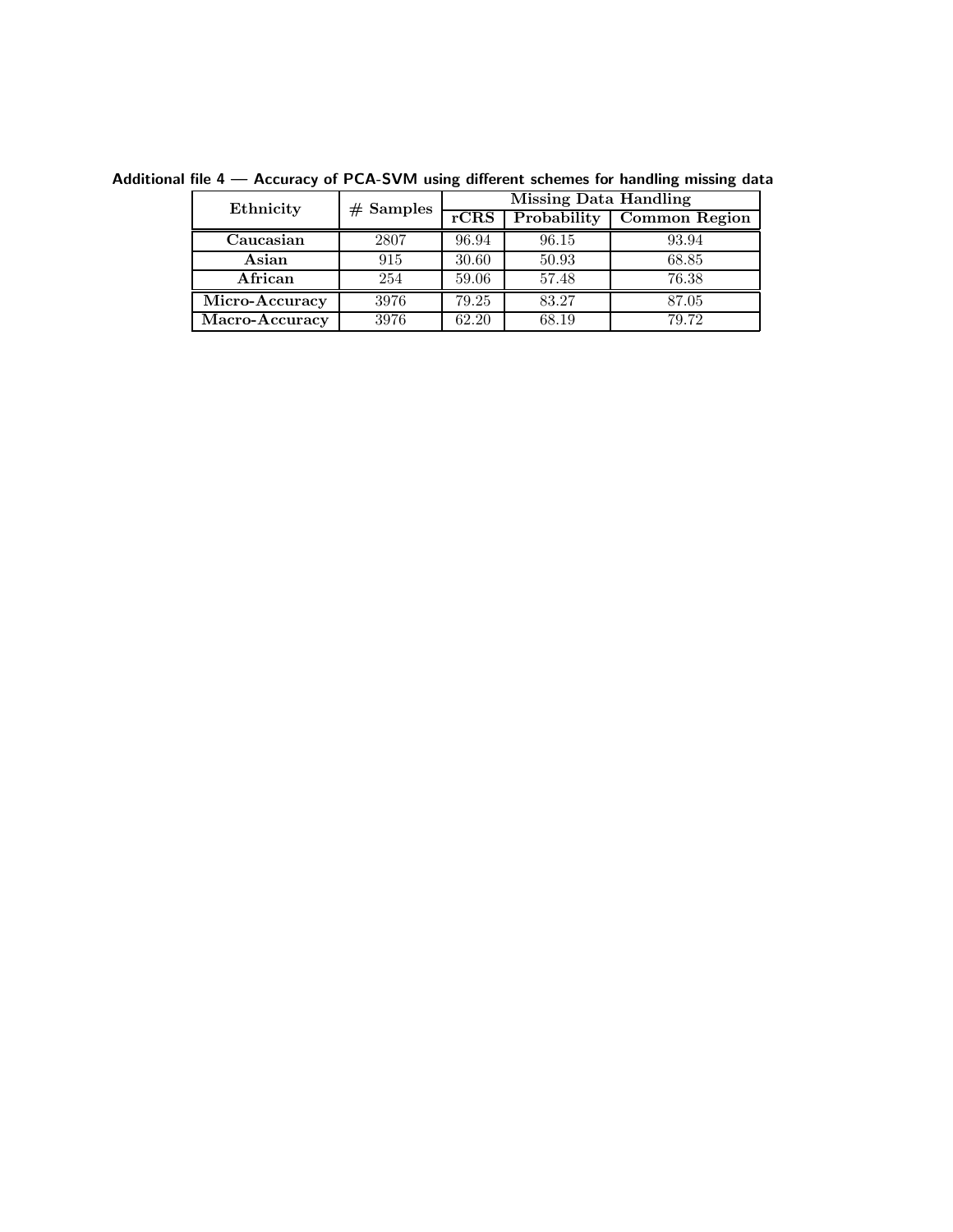**Additional file 4 — Accuracy of PCA-SVM using different schemes for handling missing data**

| Ethnicity | # Samples | Missing Data Handling | | |
|---|---|---|---|---|
| | | rCRS | Probability | Common Region |
| **Caucasian** | 2807 | 96.94 | 96.15 | 93.94 |
| **Asian** | 915 | 30.60 | 50.93 | 68.85 |
| **African** | 254 | 59.06 | 57.48 | 76.38 |
| **Micro-Accuracy** | 3976 | 79.25 | 83.27 | 87.05 |
| **Macro-Accuracy** | 3976 | 62.20 | 68.19 | 79.72 |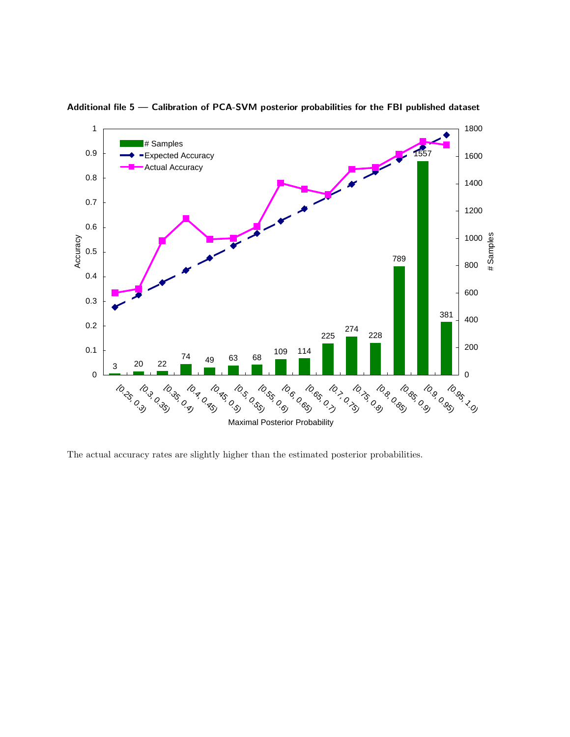**Additional file 5 — Calibration of PCA-SVM posterior probabilities for the FBI published dataset**

Accuracy

# Samples

Expected Accuracy

Actual Accuracy

1
0.9
0.8
0.7
0.6
0.5
0.4
0.3
0.2
0.1
0

1800
1600
1400
1200
1000
800
600
400
200
0

3
20
22
74
49
63
68
109
114
225
274
228
789
1557
381

[0.25, 0.3)
[0.3, 0.35)
[0.35, 0.4)
[0.4, 0.45)
[0.45, 0.5)
[0.5, 0.55)
[0.55, 0.6)
[0.6, 0.65)
[0.65, 0.7)
[0.7, 0.75)
[0.75, 0.8)
[0.8, 0.85)
[0.85, 0.9)
[0.9, 0.95)
[0.95, 1.0)

Maximal Posterior Probability

The actual accuracy rates are slightly higher than the estimated posterior probabilities.